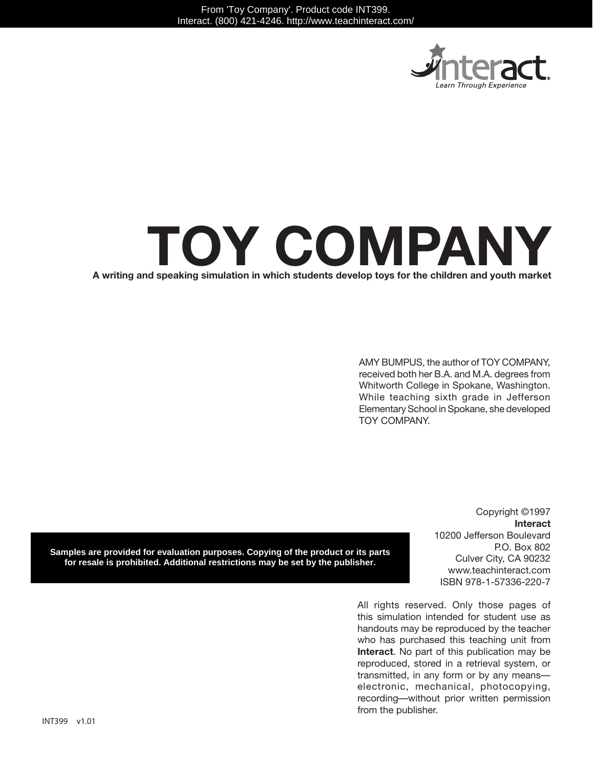From 'Toy Company'. Product code INT399.
Interact. (800) 421-4246. http://www.teachinteract.com/

interact
*Learn Through Experience*

# TOY COMPANY

**A writing and speaking simulation in which students develop toys for the children and youth market**

AMY BUMPUS, the author of TOY COMPANY, received both her B.A. and M.A. degrees from Whitworth College in Spokane, Washington. While teaching sixth grade in Jefferson Elementary School in Spokane, she developed TOY COMPANY.

**Samples are provided for evaluation purposes. Copying of the product or its parts for resale is prohibited. Additional restrictions may be set by the publisher.**

Copyright ©1997
**Interact**
10200 Jefferson Boulevard
P.O. Box 802
Culver City, CA 90232
www.teachinteract.com
ISBN 978-1-57336-220-7

All rights reserved. Only those pages of this simulation intended for student use as handouts may be reproduced by the teacher who has purchased this teaching unit from **Interact**. No part of this publication may be reproduced, stored in a retrieval system, or transmitted, in any form or by any means—electronic, mechanical, photocopying, recording—without prior written permission from the publisher.

INT399 v1.01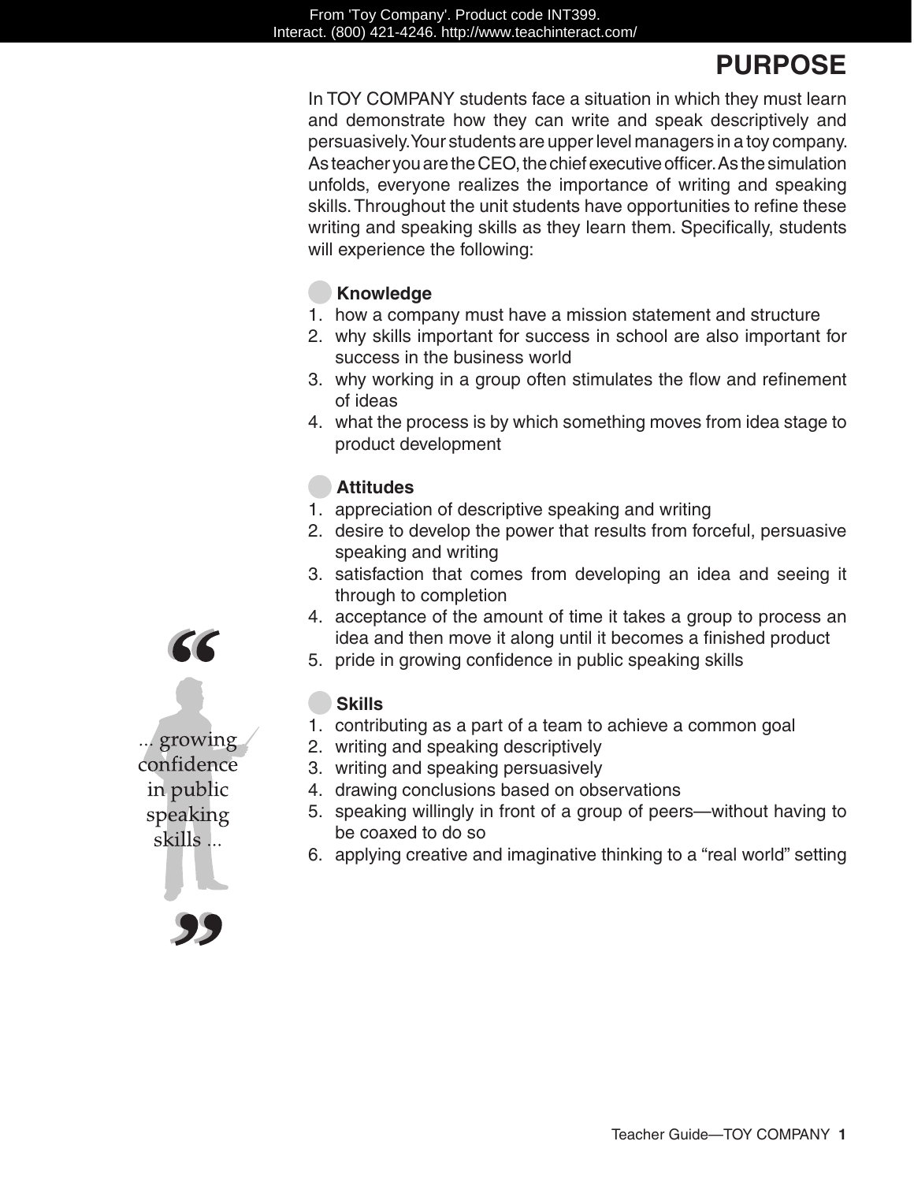# PURPOSE

In TOY COMPANY students face a situation in which they must learn and demonstrate how they can write and speak descriptively and persuasively. Your students are upper level managers in a toy company. As teacher you are the CEO, the chief executive officer. As the simulation unfolds, everyone realizes the importance of writing and speaking skills. Throughout the unit students have opportunities to refine these writing and speaking skills as they learn them. Specifically, students will experience the following:

### Knowledge

1. how a company must have a mission statement and structure
2. why skills important for success in school are also important for success in the business world
3. why working in a group often stimulates the flow and refinement of ideas
4. what the process is by which something moves from idea stage to product development

### Attitudes

1. appreciation of descriptive speaking and writing
2. desire to develop the power that results from forceful, persuasive speaking and writing
3. satisfaction that comes from developing an idea and seeing it through to completion
4. acceptance of the amount of time it takes a group to process an idea and then move it along until it becomes a finished product
5. pride in growing confidence in public speaking skills

> "... growing confidence in public speaking skills ..."

### Skills

1. contributing as a part of a team to achieve a common goal
2. writing and speaking descriptively
3. writing and speaking persuasively
4. drawing conclusions based on observations
5. speaking willingly in front of a group of peers—without having to be coaxed to do so
6. applying creative and imaginative thinking to a "real world" setting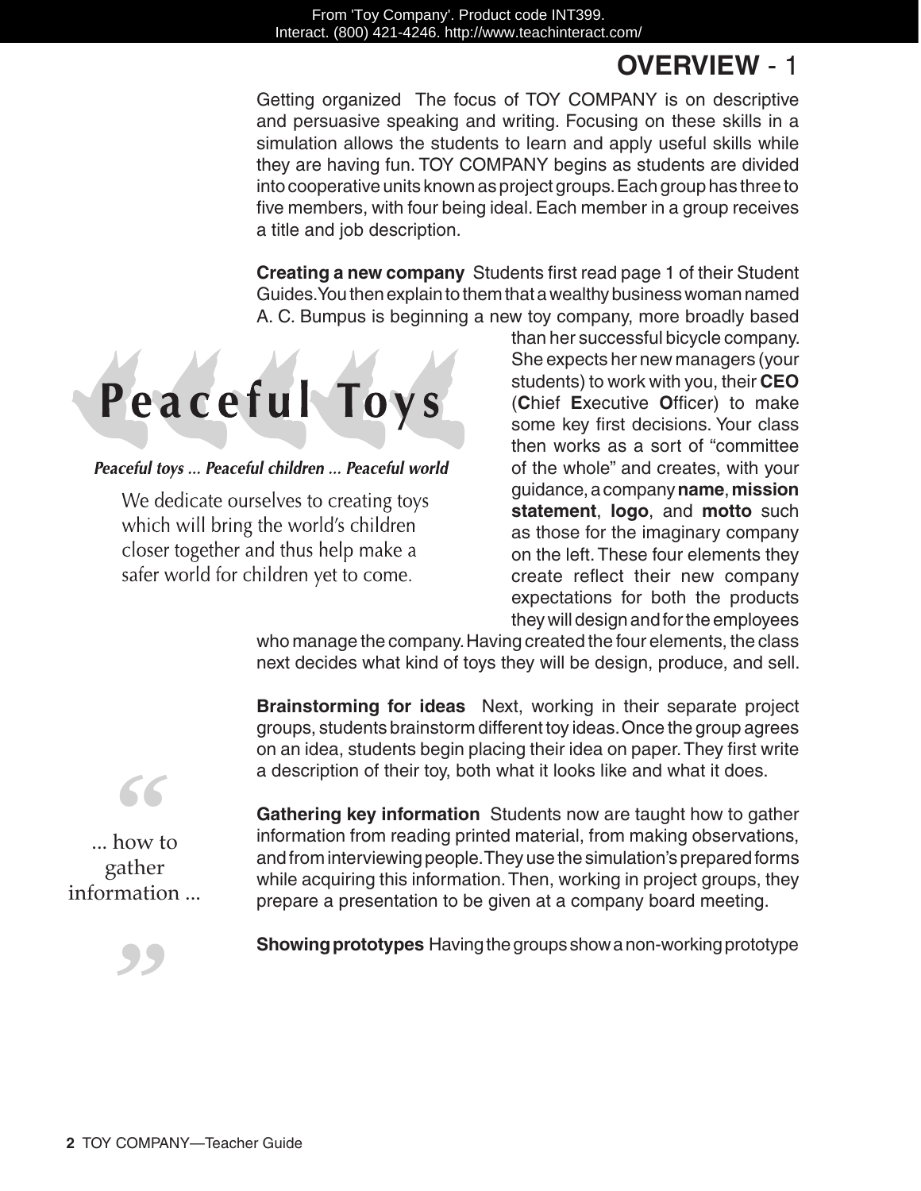# OVERVIEW - 1

**Getting organized** The focus of TOY COMPANY is on descriptive and persuasive speaking and writing. Focusing on these skills in a simulation allows the students to learn and apply useful skills while they are having fun. TOY COMPANY begins as students are divided into cooperative units known as project groups. Each group has three to five members, with four being ideal. Each member in a group receives a title and job description.

**Creating a new company** Students first read page 1 of their Student Guides. You then explain to them that a wealthy business woman named A. C. Bumpus is beginning a new toy company, more broadly based than her successful bicycle company. She expects her new managers (your students) to work with you, their **CEO** (**C**hief **E**xecutive **O**fficer) to make some key first decisions. Your class then works as a sort of "committee of the whole" and creates, with your guidance, a company **name**, **mission statement**, **logo**, and **motto** such as those for the imaginary company on the left. These four elements they create reflect their new company expectations for both the products they will design and for the employees who manage the company. Having created the four elements, the class next decides what kind of toys they will be design, produce, and sell.

**Peaceful Toys**

*Peaceful toys ... Peaceful children ... Peaceful world*

We dedicate ourselves to creating toys which will bring the world's children closer together and thus help make a safer world for children yet to come.

**Brainstorming for ideas** Next, working in their separate project groups, students brainstorm different toy ideas. Once the group agrees on an idea, students begin placing their idea on paper. They first write a description of their toy, both what it looks like and what it does.

> "... how to gather information ..."

**Gathering key information** Students now are taught how to gather information from reading printed material, from making observations, and from interviewing people. They use the simulation's prepared forms while acquiring this information. Then, working in project groups, they prepare a presentation to be given at a company board meeting.

**Showing prototypes** Having the groups show a non-working prototype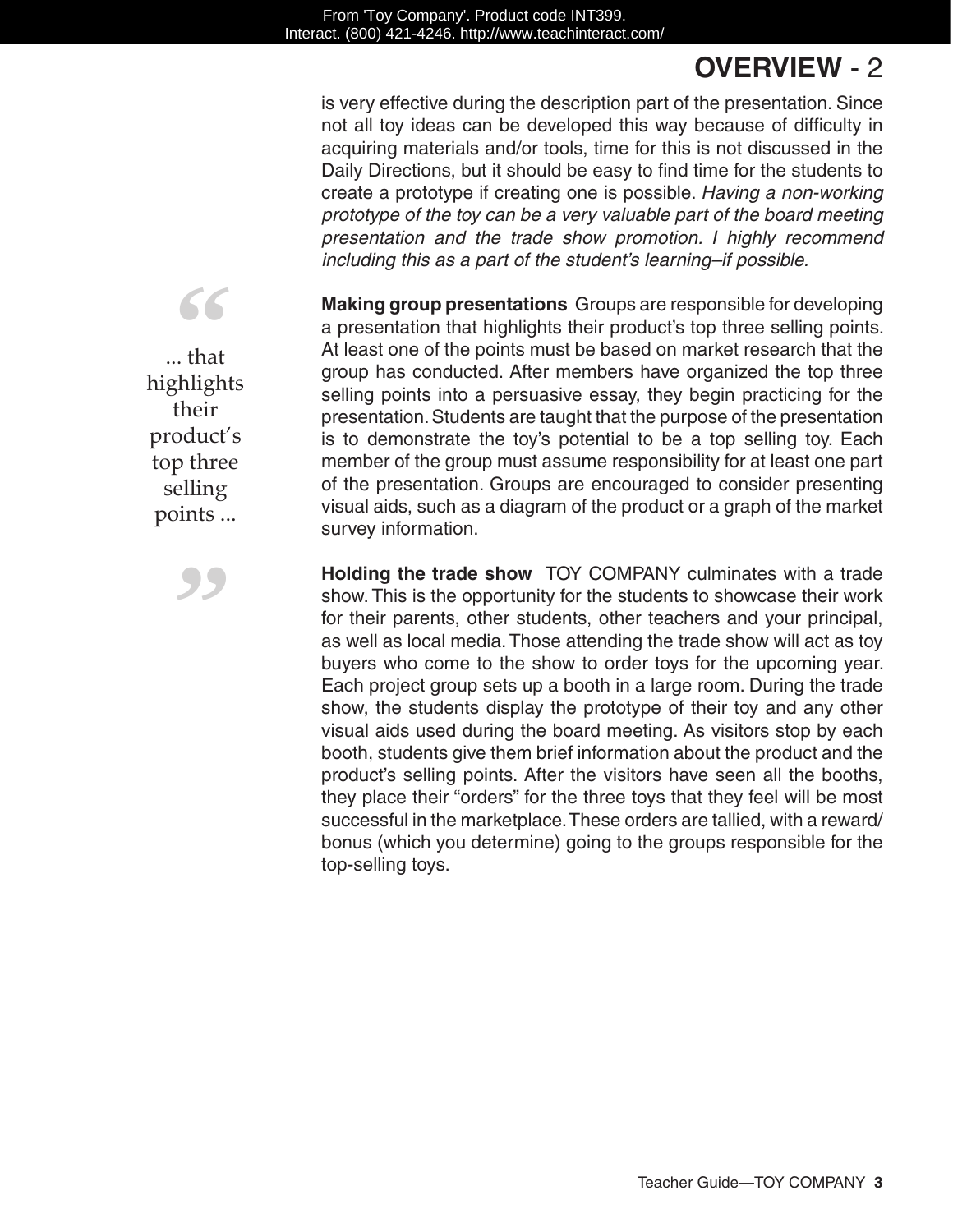## OVERVIEW - 2

is very effective during the description part of the presentation. Since not all toy ideas can be developed this way because of difficulty in acquiring materials and/or tools, time for this is not discussed in the Daily Directions, but it should be easy to find time for the students to create a prototype if creating one is possible. *Having a non-working prototype of the toy can be a very valuable part of the board meeting presentation and the trade show promotion. I highly recommend including this as a part of the student's learning–if possible.*

> "... that highlights their product's top three selling points ..."

**Making group presentations** Groups are responsible for developing a presentation that highlights their product's top three selling points. At least one of the points must be based on market research that the group has conducted. After members have organized the top three selling points into a persuasive essay, they begin practicing for the presentation. Students are taught that the purpose of the presentation is to demonstrate the toy's potential to be a top selling toy. Each member of the group must assume responsibility for at least one part of the presentation. Groups are encouraged to consider presenting visual aids, such as a diagram of the product or a graph of the market survey information.

**Holding the trade show** TOY COMPANY culminates with a trade show. This is the opportunity for the students to showcase their work for their parents, other students, other teachers and your principal, as well as local media. Those attending the trade show will act as toy buyers who come to the show to order toys for the upcoming year. Each project group sets up a booth in a large room. During the trade show, the students display the prototype of their toy and any other visual aids used during the board meeting. As visitors stop by each booth, students give them brief information about the product and the product's selling points. After the visitors have seen all the booths, they place their "orders" for the three toys that they feel will be most successful in the marketplace. These orders are tallied, with a reward/bonus (which you determine) going to the groups responsible for the top-selling toys.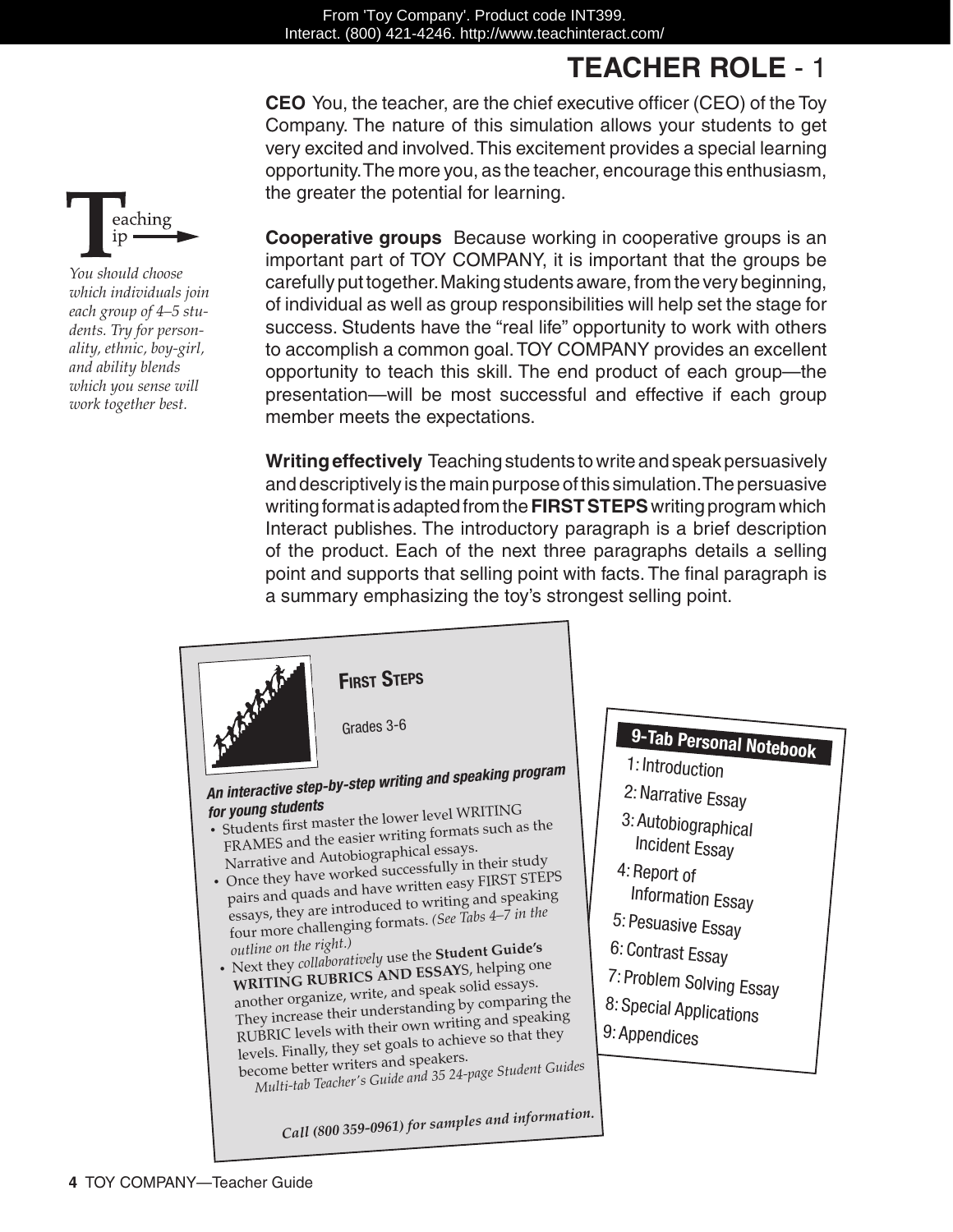# TEACHER ROLE - 1

**CEO** You, the teacher, are the chief executive officer (CEO) of the Toy Company. The nature of this simulation allows your students to get very excited and involved. This excitement provides a special learning opportunity. The more you, as the teacher, encourage this enthusiasm, the greater the potential for learning.

**Teaching Tip**

*You should choose which individuals join each group of 4–5 students. Try for personality, ethnic, boy-girl, and ability blends which you sense will work together best.*

**Cooperative groups** Because working in cooperative groups is an important part of TOY COMPANY, it is important that the groups be carefully put together. Making students aware, from the very beginning, of individual as well as group responsibilities will help set the stage for success. Students have the "real life" opportunity to work with others to accomplish a common goal. TOY COMPANY provides an excellent opportunity to teach this skill. The end product of each group—the presentation—will be most successful and effective if each group member meets the expectations.

**Writing effectively** Teaching students to write and speak persuasively and descriptively is the main purpose of this simulation. The persuasive writing format is adapted from the **FIRST STEPS** writing program which Interact publishes. The introductory paragraph is a brief description of the product. Each of the next three paragraphs details a selling point and supports that selling point with facts. The final paragraph is a summary emphasizing the toy's strongest selling point.

**FIRST STEPS**

Grades 3-6

***An interactive step-by-step writing and speaking program for young students***

- Students first master the lower level WRITING FRAMES and the easier writing formats such as the Narrative and Autobiographical essays.
- Once they have worked successfully in their study pairs and quads and have written easy FIRST STEPS essays, they are introduced to writing and speaking four more challenging formats. *(See Tabs 4–7 in the outline on the right.)*
- Next they *collaboratively* use the **Student Guide's WRITING RUBRICS AND ESSAYS**, helping one another organize, write, and speak solid essays. They increase their understanding by comparing the RUBRIC levels with their own writing and speaking levels. Finally, they set goals to achieve so that they become better writers and speakers.

*Multi-tab Teacher's Guide and 35 24-page Student Guides*

***Call (800 359-0961) for samples and information.***

**9-Tab Personal Notebook**

1: Introduction
2: Narrative Essay
3: Autobiographical Incident Essay
4: Report of Information Essay
5: Pesuasive Essay
6: Contrast Essay
7: Problem Solving Essay
8: Special Applications
9: Appendices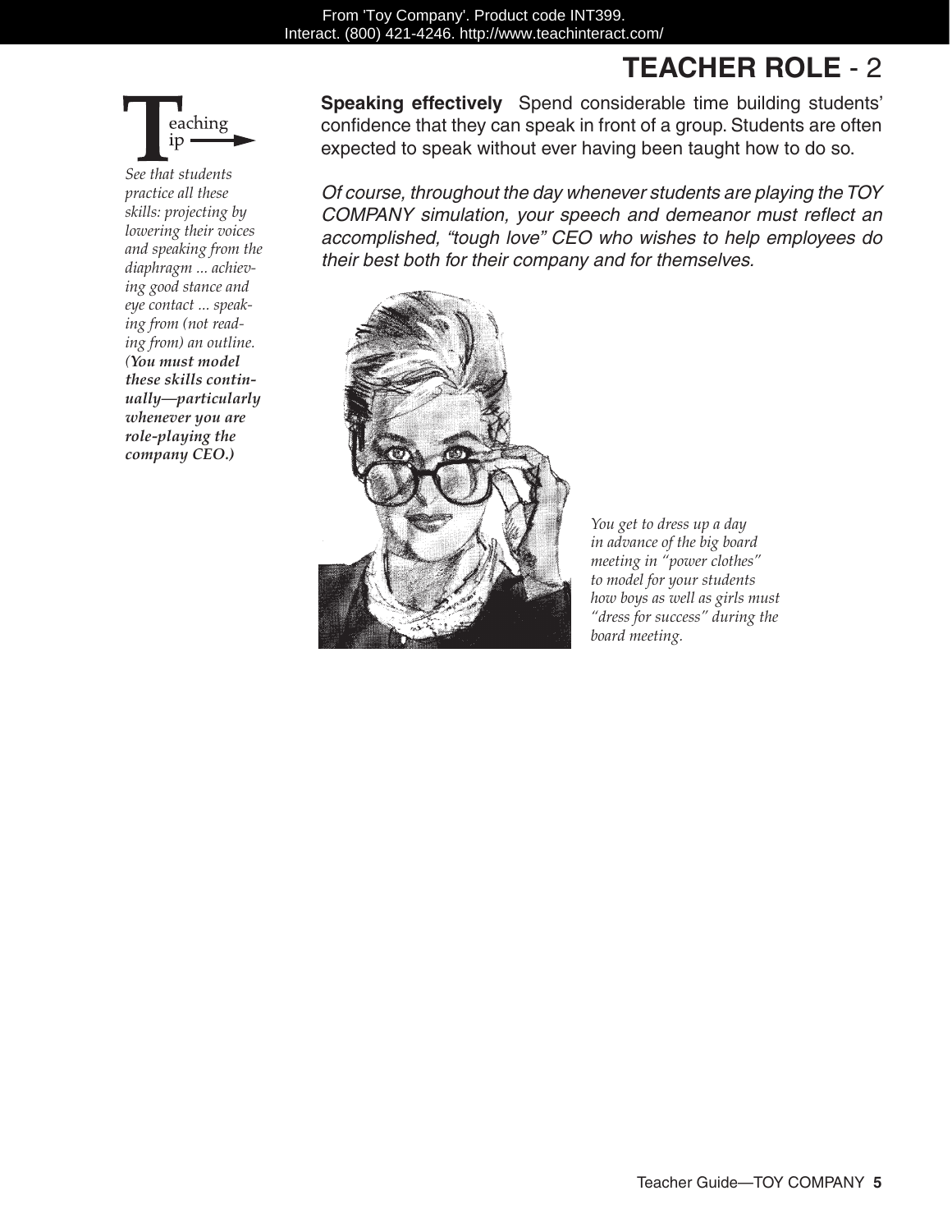# TEACHER ROLE - 2

**Teaching Tip**

*See that students practice all these skills: projecting by lowering their voices and speaking from the diaphragm ... achieving good stance and eye contact ... speaking from (not reading from) an outline.* ***(You must model these skills continually—particularly whenever you are role-playing the company CEO.)***

**Speaking effectively** Spend considerable time building students' confidence that they can speak in front of a group. Students are often expected to speak without ever having been taught how to do so.

*Of course, throughout the day whenever students are playing the TOY COMPANY simulation, your speech and demeanor must reflect an accomplished, "tough love" CEO who wishes to help employees do their best both for their company and for themselves.*

*You get to dress up a day in advance of the big board meeting in "power clothes" to model for your students how boys as well as girls must "dress for success" during the board meeting.*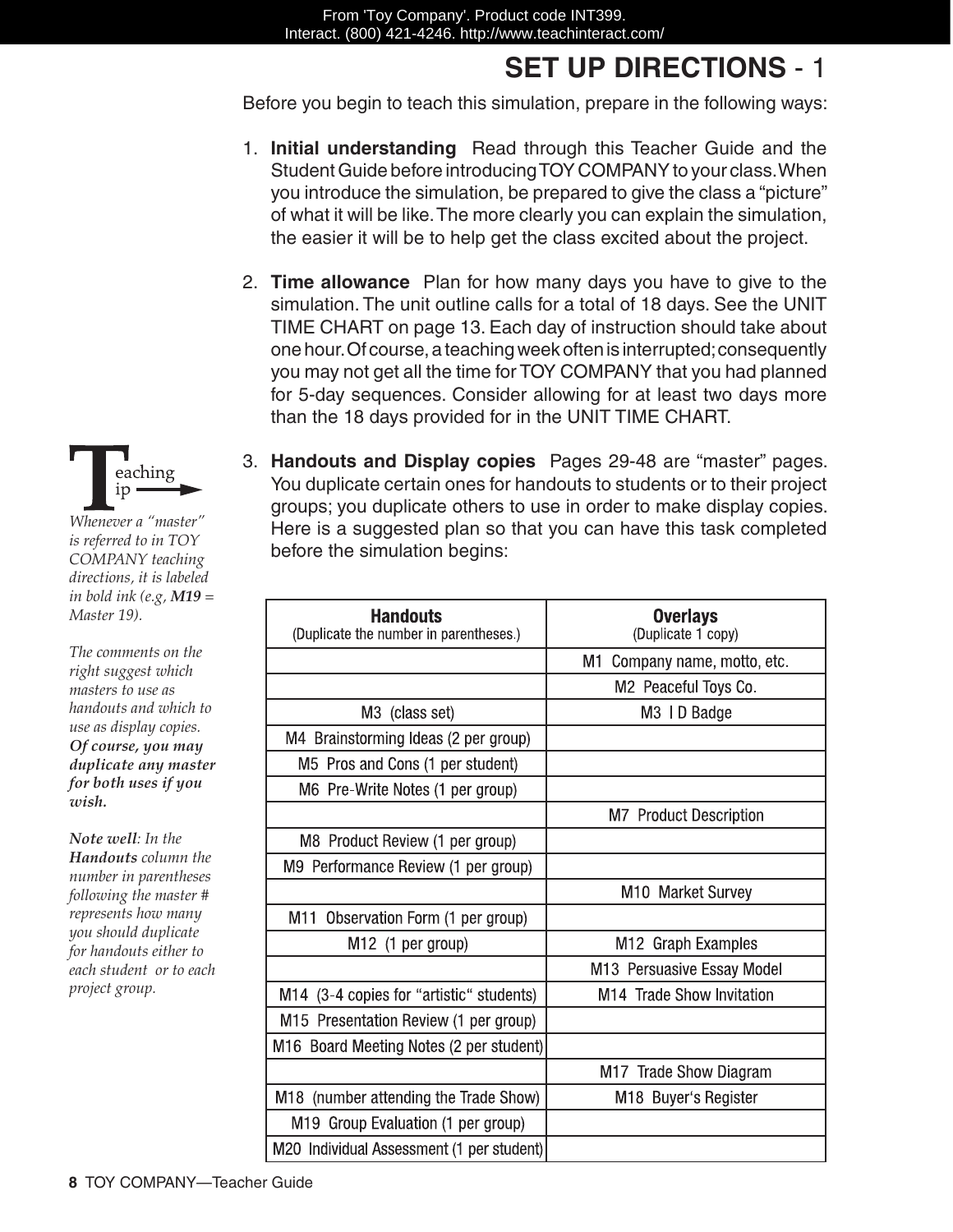## SET UP DIRECTIONS - 1

Before you begin to teach this simulation, prepare in the following ways:

1. **Initial understanding** Read through this Teacher Guide and the Student Guide before introducing TOY COMPANY to your class. When you introduce the simulation, be prepared to give the class a "picture" of what it will be like. The more clearly you can explain the simulation, the easier it will be to help get the class excited about the project.

2. **Time allowance** Plan for how many days you have to give to the simulation. The unit outline calls for a total of 18 days. See the UNIT TIME CHART on page 13. Each day of instruction should take about one hour. Of course, a teaching week often is interrupted; consequently you may not get all the time for TOY COMPANY that you had planned for 5-day sequences. Consider allowing for at least two days more than the 18 days provided for in the UNIT TIME CHART.

3. **Handouts and Display copies** Pages 29-48 are "master" pages. You duplicate certain ones for handouts to students or to their project groups; you duplicate others to use in order to make display copies. Here is a suggested plan so that you can have this task completed before the simulation begins:

**Teaching Tip**

*Whenever a "master" is referred to in TOY COMPANY teaching directions, it is labeled in bold ink (e.g, **M19** = Master 19).*

*The comments on the right suggest which masters to use as handouts and which to use as display copies.* ***Of course, you may duplicate any master for both uses if you wish.***

***Note well****: In the* ***Handouts*** *column the number in parentheses following the master # represents how many you should duplicate for handouts either to each student or to each project group.*

| **Handouts** (Duplicate the number in parentheses.) | **Overlays** (Duplicate 1 copy) |
|---|---|
| | M1 Company name, motto, etc. |
| | M2 Peaceful Toys Co. |
| M3 (class set) | M3 I D Badge |
| M4 Brainstorming Ideas (2 per group) | |
| M5 Pros and Cons (1 per student) | |
| M6 Pre-Write Notes (1 per group) | |
| | M7 Product Description |
| M8 Product Review (1 per group) | |
| M9 Performance Review (1 per group) | |
| | M10 Market Survey |
| M11 Observation Form (1 per group) | |
| M12 (1 per group) | M12 Graph Examples |
| | M13 Persuasive Essay Model |
| M14 (3-4 copies for "artistic" students) | M14 Trade Show Invitation |
| M15 Presentation Review (1 per group) | |
| M16 Board Meeting Notes (2 per student) | |
| | M17 Trade Show Diagram |
| M18 (number attending the Trade Show) | M18 Buyer's Register |
| M19 Group Evaluation (1 per group) | |
| M20 Individual Assessment (1 per student) | |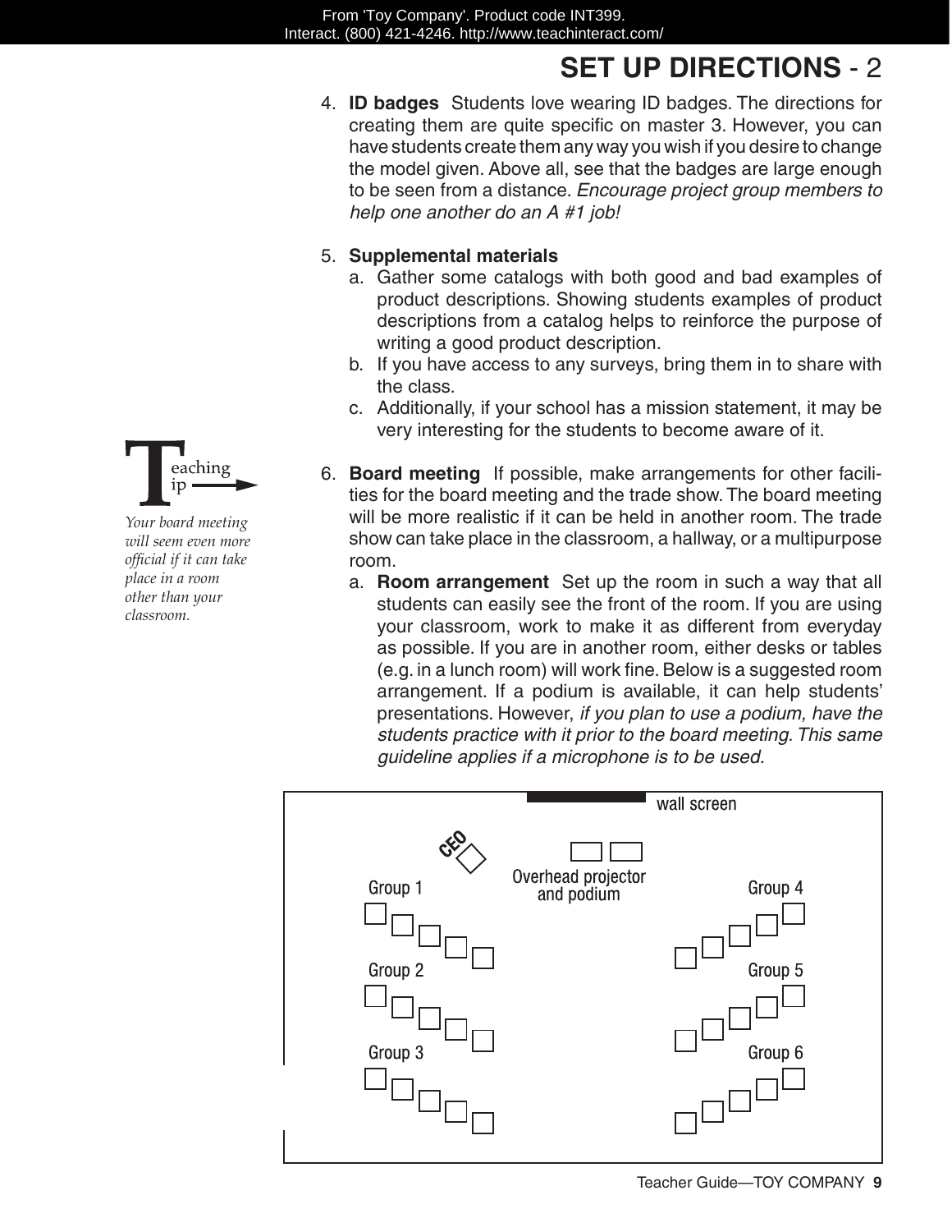# SET UP DIRECTIONS - 2

4. **ID badges** Students love wearing ID badges. The directions for creating them are quite specific on master 3. However, you can have students create them any way you wish if you desire to change the model given. Above all, see that the badges are large enough to be seen from a distance. *Encourage project group members to help one another do an A #1 job!*

5. **Supplemental materials**
   a. Gather some catalogs with both good and bad examples of product descriptions. Showing students examples of product descriptions from a catalog helps to reinforce the purpose of writing a good product description.
   b. If you have access to any surveys, bring them in to share with the class.
   c. Additionally, if your school has a mission statement, it may be very interesting for the students to become aware of it.

**Teaching Tip**

*Your board meeting will seem even more official if it can take place in a room other than your classroom.*

6. **Board meeting** If possible, make arrangements for other facilities for the board meeting and the trade show. The board meeting will be more realistic if it can be held in another room. The trade show can take place in the classroom, a hallway, or a multipurpose room.
   a. **Room arrangement** Set up the room in such a way that all students can easily see the front of the room. If you are using your classroom, work to make it as different from everyday as possible. If you are in another room, either desks or tables (e.g. in a lunch room) will work fine. Below is a suggested room arrangement. If a podium is available, it can help students' presentations. However, *if you plan to use a podium, have the students practice with it prior to the board meeting. This same guideline applies if a microphone is to be used.*

wall screen

CEO

Overhead projector and podium

Group 1

Group 2

Group 3

Group 4

Group 5

Group 6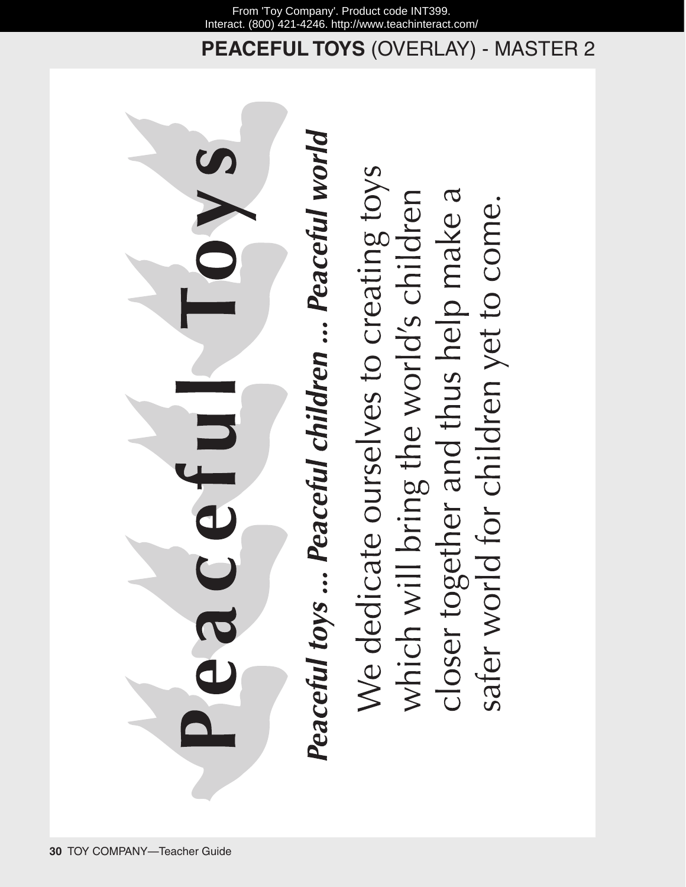## PEACEFUL TOYS (OVERLAY) - MASTER 2

# Peaceful Toys

***Peaceful toys … Peaceful children … Peaceful world***

We dedicate ourselves to creating toys which will bring the world's children closer together and thus help make a safer world for children yet to come.